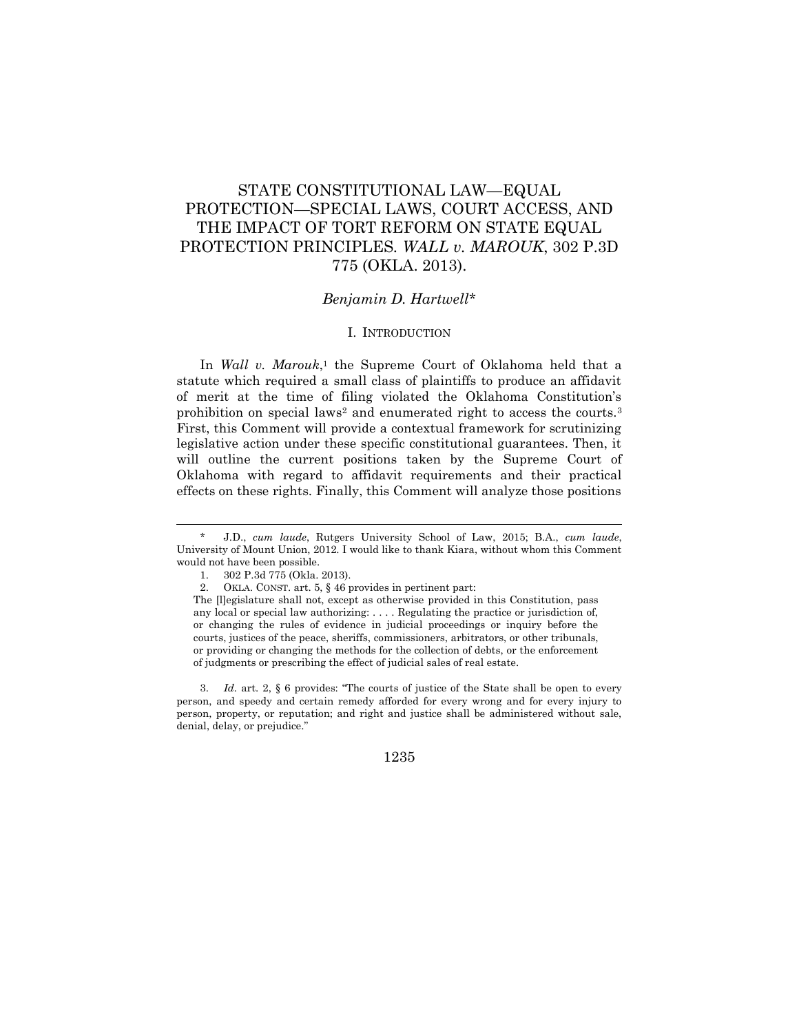# STATE CONSTITUTIONAL LAW—EQUAL PROTECTION—SPECIAL LAWS, COURT ACCESS, AND THE IMPACT OF TORT REFORM ON STATE EQUAL PROTECTION PRINCIPLES. *WALL v. MAROUK*, 302 P.3D 775 (OKLA. 2013).

*Benjamin D. Hartwell**

## I. INTRODUCTION

In *Wall v. Marouk*,[1] the Supreme Court of Oklahoma held that a statute which required a small class of plaintiffs to produce an affidavit of merit at the time of filing violated the Oklahoma Constitution's prohibition on special laws[2] and enumerated right to access the courts.[3] First, this Comment will provide a contextual framework for scrutinizing legislative action under these specific constitutional guarantees. Then, it will outline the current positions taken by the Supreme Court of Oklahoma with regard to affidavit requirements and their practical effects on these rights. Finally, this Comment will analyze those positions

---

\* J.D., *cum laude*, Rutgers University School of Law, 2015; B.A., *cum laude*, University of Mount Union, 2012. I would like to thank Kiara, without whom this Comment would not have been possible.

1. 302 P.3d 775 (Okla. 2013).

2. OKLA. CONST. art. 5, § 46 provides in pertinent part:

The [l]egislature shall not, except as otherwise provided in this Constitution, pass any local or special law authorizing: . . . . Regulating the practice or jurisdiction of, or changing the rules of evidence in judicial proceedings or inquiry before the courts, justices of the peace, sheriffs, commissioners, arbitrators, or other tribunals, or providing or changing the methods for the collection of debts, or the enforcement of judgments or prescribing the effect of judicial sales of real estate.

3. *Id*. art. 2, § 6 provides: "The courts of justice of the State shall be open to every person, and speedy and certain remedy afforded for every wrong and for every injury to person, property, or reputation; and right and justice shall be administered without sale, denial, delay, or prejudice."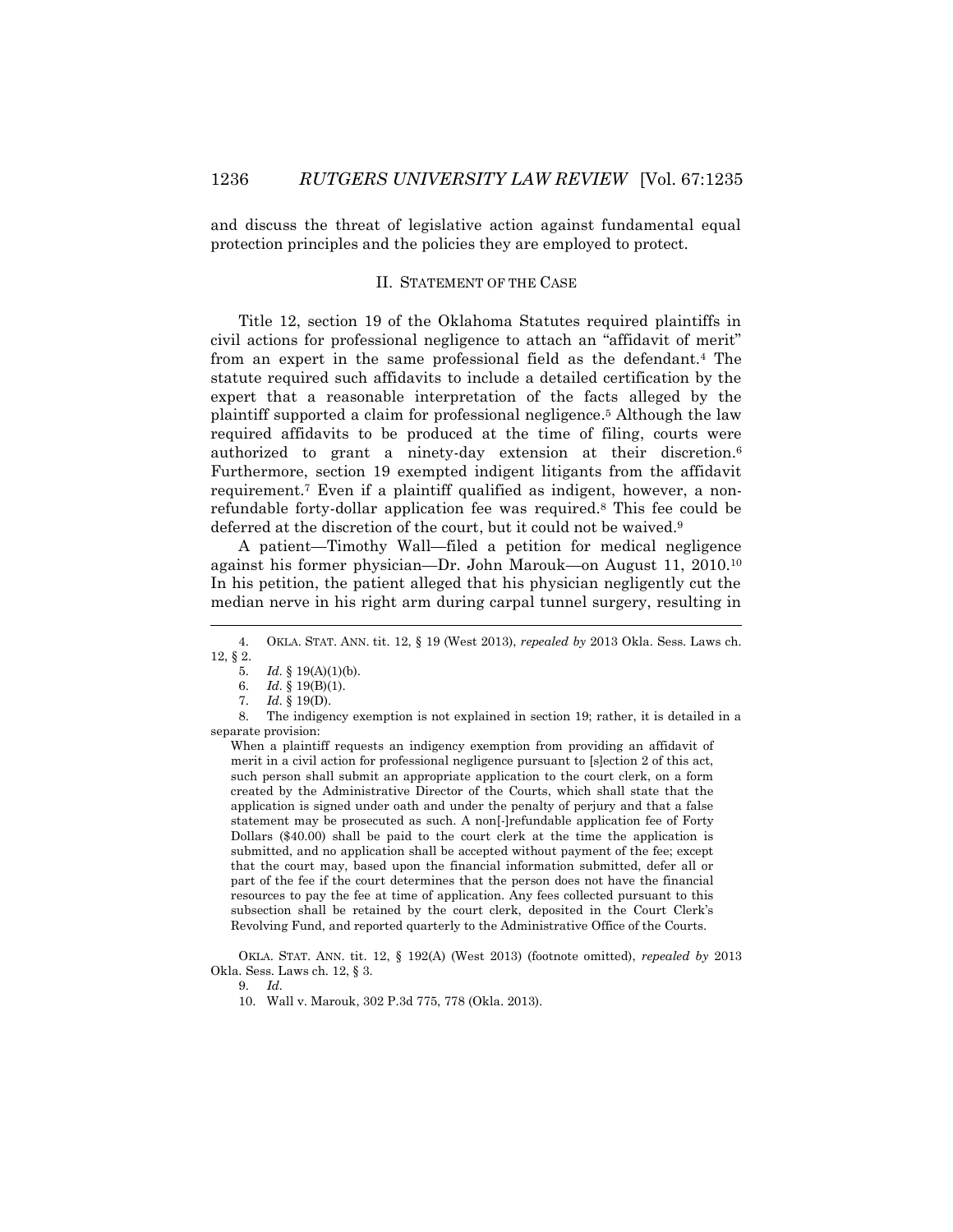and discuss the threat of legislative action against fundamental equal protection principles and the policies they are employed to protect.

## II. STATEMENT OF THE CASE

Title 12, section 19 of the Oklahoma Statutes required plaintiffs in civil actions for professional negligence to attach an "affidavit of merit" from an expert in the same professional field as the defendant.[4] The statute required such affidavits to include a detailed certification by the expert that a reasonable interpretation of the facts alleged by the plaintiff supported a claim for professional negligence.[5] Although the law required affidavits to be produced at the time of filing, courts were authorized to grant a ninety-day extension at their discretion.[6] Furthermore, section 19 exempted indigent litigants from the affidavit requirement.[7] Even if a plaintiff qualified as indigent, however, a non-refundable forty-dollar application fee was required.[8] This fee could be deferred at the discretion of the court, but it could not be waived.[9]

A patient—Timothy Wall—filed a petition for medical negligence against his former physician—Dr. John Marouk—on August 11, 2010.[10] In his petition, the patient alleged that his physician negligently cut the median nerve in his right arm during carpal tunnel surgery, resulting in

---

4. OKLA. STAT. ANN. tit. 12, § 19 (West 2013), *repealed by* 2013 Okla. Sess. Laws ch. 12, § 2.

5. *Id*. § 19(A)(1)(b).

6. *Id*. § 19(B)(1).

7. *Id*. § 19(D).

8. The indigency exemption is not explained in section 19; rather, it is detailed in a separate provision:

> When a plaintiff requests an indigency exemption from providing an affidavit of merit in a civil action for professional negligence pursuant to [s]ection 2 of this act, such person shall submit an appropriate application to the court clerk, on a form created by the Administrative Director of the Courts, which shall state that the application is signed under oath and under the penalty of perjury and that a false statement may be prosecuted as such. A non[-]refundable application fee of Forty Dollars ($40.00) shall be paid to the court clerk at the time the application is submitted, and no application shall be accepted without payment of the fee; except that the court may, based upon the financial information submitted, defer all or part of the fee if the court determines that the person does not have the financial resources to pay the fee at time of application. Any fees collected pursuant to this subsection shall be retained by the court clerk, deposited in the Court Clerk's Revolving Fund, and reported quarterly to the Administrative Office of the Courts.

OKLA. STAT. ANN. tit. 12, § 192(A) (West 2013) (footnote omitted), *repealed by* 2013 Okla. Sess. Laws ch. 12, § 3.

9. *Id*.

10. Wall v. Marouk, 302 P.3d 775, 778 (Okla. 2013).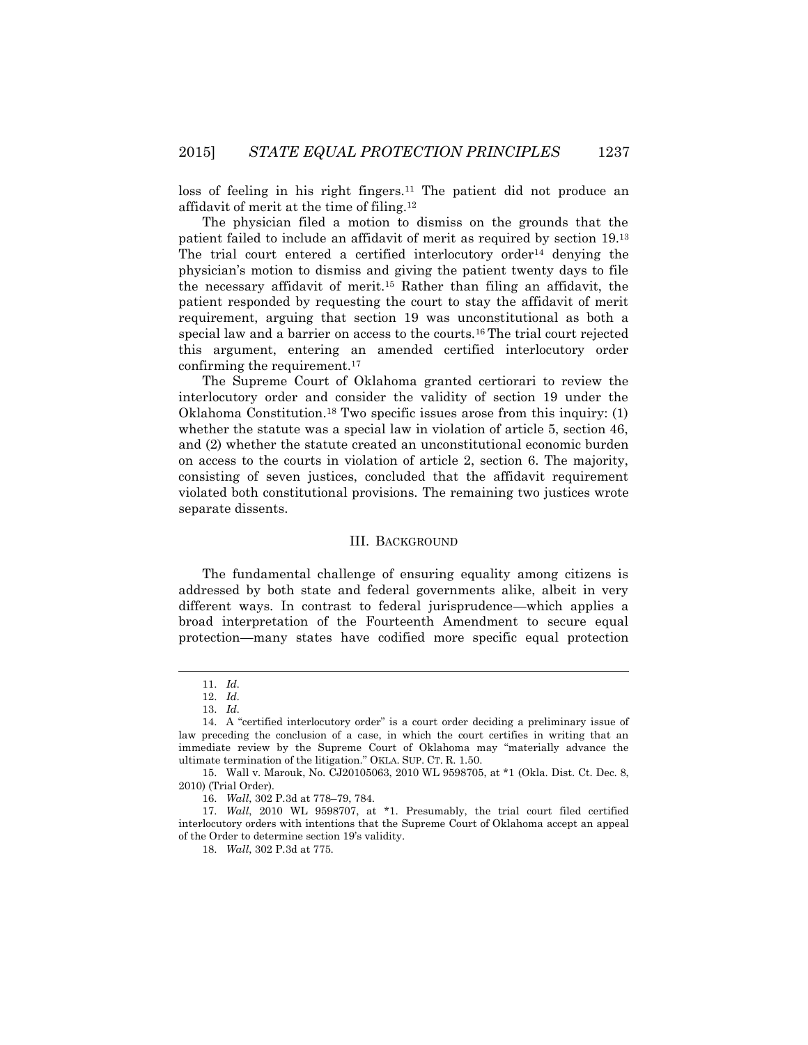loss of feeling in his right fingers.[11] The patient did not produce an affidavit of merit at the time of filing.[12]

The physician filed a motion to dismiss on the grounds that the patient failed to include an affidavit of merit as required by section 19.[13] The trial court entered a certified interlocutory order[14] denying the physician's motion to dismiss and giving the patient twenty days to file the necessary affidavit of merit.[15] Rather than filing an affidavit, the patient responded by requesting the court to stay the affidavit of merit requirement, arguing that section 19 was unconstitutional as both a special law and a barrier on access to the courts.[16] The trial court rejected this argument, entering an amended certified interlocutory order confirming the requirement.[17]

The Supreme Court of Oklahoma granted certiorari to review the interlocutory order and consider the validity of section 19 under the Oklahoma Constitution.[18] Two specific issues arose from this inquiry: (1) whether the statute was a special law in violation of article 5, section 46, and (2) whether the statute created an unconstitutional economic burden on access to the courts in violation of article 2, section 6. The majority, consisting of seven justices, concluded that the affidavit requirement violated both constitutional provisions. The remaining two justices wrote separate dissents.

## III. BACKGROUND

The fundamental challenge of ensuring equality among citizens is addressed by both state and federal governments alike, albeit in very different ways. In contrast to federal jurisprudence—which applies a broad interpretation of the Fourteenth Amendment to secure equal protection—many states have codified more specific equal protection

---

11. *Id.*

12. *Id.*

13. *Id.*

14. A "certified interlocutory order" is a court order deciding a preliminary issue of law preceding the conclusion of a case, in which the court certifies in writing that an immediate review by the Supreme Court of Oklahoma may "materially advance the ultimate termination of the litigation." OKLA. SUP. CT. R. 1.50.

15. Wall v. Marouk, No. CJ20105063, 2010 WL 9598705, at *1 (Okla. Dist. Ct. Dec. 8, 2010) (Trial Order).

16. *Wall*, 302 P.3d at 778–79, 784.

17. *Wall*, 2010 WL 9598707, at *1. Presumably, the trial court filed certified interlocutory orders with intentions that the Supreme Court of Oklahoma accept an appeal of the Order to determine section 19's validity.

18. *Wall*, 302 P.3d at 775.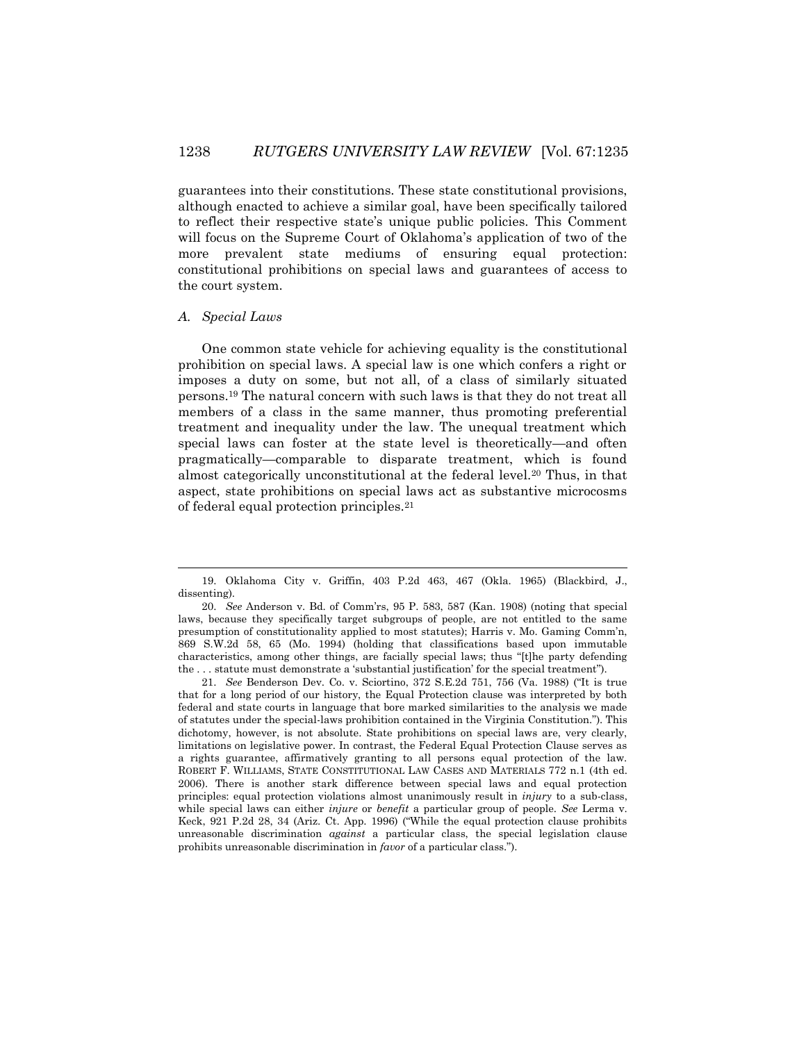guarantees into their constitutions. These state constitutional provisions, although enacted to achieve a similar goal, have been specifically tailored to reflect their respective state's unique public policies. This Comment will focus on the Supreme Court of Oklahoma's application of two of the more prevalent state mediums of ensuring equal protection: constitutional prohibitions on special laws and guarantees of access to the court system.

### *A. Special Laws*

One common state vehicle for achieving equality is the constitutional prohibition on special laws. A special law is one which confers a right or imposes a duty on some, but not all, of a class of similarly situated persons.[19] The natural concern with such laws is that they do not treat all members of a class in the same manner, thus promoting preferential treatment and inequality under the law. The unequal treatment which special laws can foster at the state level is theoretically—and often pragmatically—comparable to disparate treatment, which is found almost categorically unconstitutional at the federal level.[20] Thus, in that aspect, state prohibitions on special laws act as substantive microcosms of federal equal protection principles.[21]

---

19. Oklahoma City v. Griffin, 403 P.2d 463, 467 (Okla. 1965) (Blackbird, J., dissenting).

20. *See* Anderson v. Bd. of Comm'rs, 95 P. 583, 587 (Kan. 1908) (noting that special laws, because they specifically target subgroups of people, are not entitled to the same presumption of constitutionality applied to most statutes); Harris v. Mo. Gaming Comm'n, 869 S.W.2d 58, 65 (Mo. 1994) (holding that classifications based upon immutable characteristics, among other things, are facially special laws; thus "[t]he party defending the . . . statute must demonstrate a 'substantial justification' for the special treatment").

21. *See* Benderson Dev. Co. v. Sciortino, 372 S.E.2d 751, 756 (Va. 1988) ("It is true that for a long period of our history, the Equal Protection clause was interpreted by both federal and state courts in language that bore marked similarities to the analysis we made of statutes under the special-laws prohibition contained in the Virginia Constitution."). This dichotomy, however, is not absolute. State prohibitions on special laws are, very clearly, limitations on legislative power. In contrast, the Federal Equal Protection Clause serves as a rights guarantee, affirmatively granting to all persons equal protection of the law. ROBERT F. WILLIAMS, STATE CONSTITUTIONAL LAW CASES AND MATERIALS 772 n.1 (4th ed. 2006). There is another stark difference between special laws and equal protection principles: equal protection violations almost unanimously result in *injury* to a sub-class, while special laws can either *injure* or *benefit* a particular group of people. *See* Lerma v. Keck, 921 P.2d 28, 34 (Ariz. Ct. App. 1996) ("While the equal protection clause prohibits unreasonable discrimination *against* a particular class, the special legislation clause prohibits unreasonable discrimination in *favor* of a particular class.").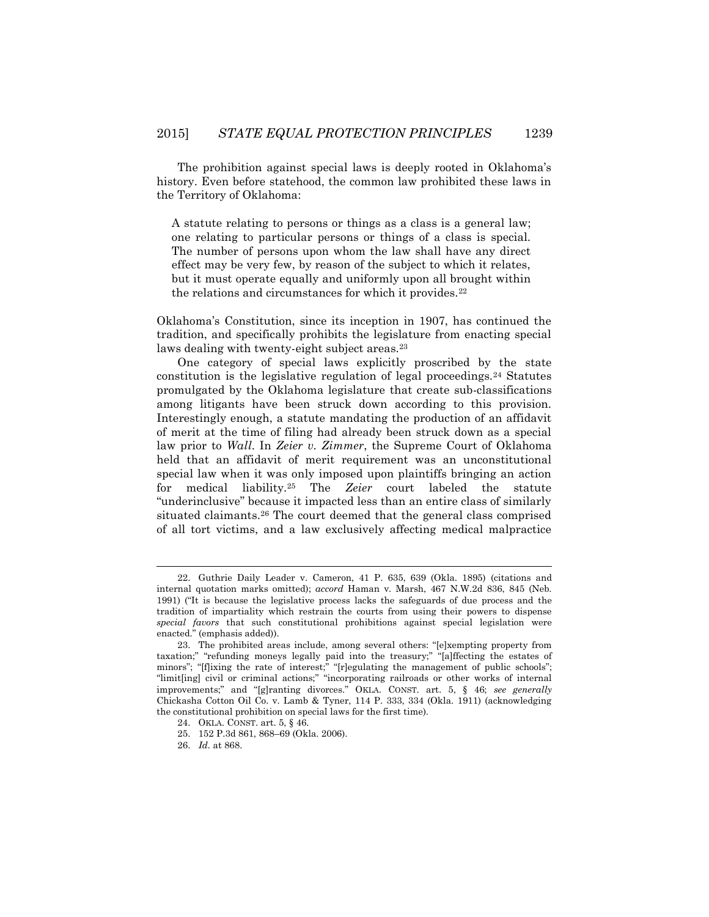The prohibition against special laws is deeply rooted in Oklahoma's history. Even before statehood, the common law prohibited these laws in the Territory of Oklahoma:

> A statute relating to persons or things as a class is a general law; one relating to particular persons or things of a class is special. The number of persons upon whom the law shall have any direct effect may be very few, by reason of the subject to which it relates, but it must operate equally and uniformly upon all brought within the relations and circumstances for which it provides.[22]

Oklahoma's Constitution, since its inception in 1907, has continued the tradition, and specifically prohibits the legislature from enacting special laws dealing with twenty-eight subject areas.[23]

One category of special laws explicitly proscribed by the state constitution is the legislative regulation of legal proceedings.[24] Statutes promulgated by the Oklahoma legislature that create sub-classifications among litigants have been struck down according to this provision. Interestingly enough, a statute mandating the production of an affidavit of merit at the time of filing had already been struck down as a special law prior to *Wall*. In *Zeier v. Zimmer*, the Supreme Court of Oklahoma held that an affidavit of merit requirement was an unconstitutional special law when it was only imposed upon plaintiffs bringing an action for medical liability.[25] The *Zeier* court labeled the statute "underinclusive" because it impacted less than an entire class of similarly situated claimants.[26] The court deemed that the general class comprised of all tort victims, and a law exclusively affecting medical malpractice

---

22. Guthrie Daily Leader v. Cameron, 41 P. 635, 639 (Okla. 1895) (citations and internal quotation marks omitted); *accord* Haman v. Marsh, 467 N.W.2d 836, 845 (Neb. 1991) ("It is because the legislative process lacks the safeguards of due process and the tradition of impartiality which restrain the courts from using their powers to dispense *special favors* that such constitutional prohibitions against special legislation were enacted." (emphasis added)).

23. The prohibited areas include, among several others: "[e]xempting property from taxation;" "refunding moneys legally paid into the treasury;" "[a]ffecting the estates of minors"; "[f]ixing the rate of interest;" "[r]egulating the management of public schools"; "limit[ing] civil or criminal actions;" "incorporating railroads or other works of internal improvements;" and "[g]ranting divorces." OKLA. CONST. art. 5, § 46; *see generally* Chickasha Cotton Oil Co. v. Lamb & Tyner, 114 P. 333, 334 (Okla. 1911) (acknowledging the constitutional prohibition on special laws for the first time).

24. OKLA. CONST. art. 5, § 46.

25. 152 P.3d 861, 868–69 (Okla. 2006).

26. *Id.* at 868.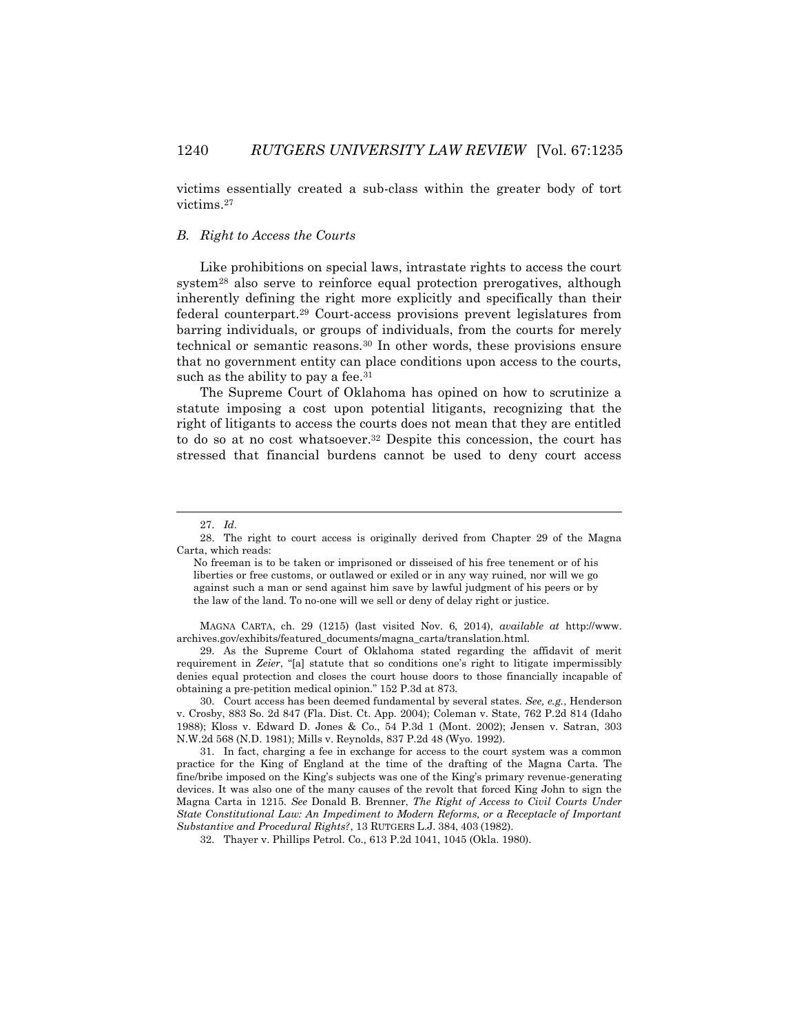victims essentially created a sub-class within the greater body of tort victims.[27]

### *B. Right to Access the Courts*

Like prohibitions on special laws, intrastate rights to access the court system[28] also serve to reinforce equal protection prerogatives, although inherently defining the right more explicitly and specifically than their federal counterpart.[29] Court-access provisions prevent legislatures from barring individuals, or groups of individuals, from the courts for merely technical or semantic reasons.[30] In other words, these provisions ensure that no government entity can place conditions upon access to the courts, such as the ability to pay a fee.[31]

The Supreme Court of Oklahoma has opined on how to scrutinize a statute imposing a cost upon potential litigants, recognizing that the right of litigants to access the courts does not mean that they are entitled to do so at no cost whatsoever.[32] Despite this concession, the court has stressed that financial burdens cannot be used to deny court access

---

27. *Id.*

28. The right to court access is originally derived from Chapter 29 of the Magna Carta, which reads:

> No freeman is to be taken or imprisoned or disseised of his free tenement or of his liberties or free customs, or outlawed or exiled or in any way ruined, nor will we go against such a man or send against him save by lawful judgment of his peers or by the law of the land. To no-one will we sell or deny of delay right or justice.

MAGNA CARTA, ch. 29 (1215) (last visited Nov. 6, 2014), *available at* http://www.archives.gov/exhibits/featured_documents/magna_carta/translation.html.

29. As the Supreme Court of Oklahoma stated regarding the affidavit of merit requirement in *Zeier*, "[a] statute that so conditions one's right to litigate impermissibly denies equal protection and closes the court house doors to those financially incapable of obtaining a pre-petition medical opinion." 152 P.3d at 873.

30. Court access has been deemed fundamental by several states. *See, e.g.*, Henderson v. Crosby, 883 So. 2d 847 (Fla. Dist. Ct. App. 2004); Coleman v. State, 762 P.2d 814 (Idaho 1988); Kloss v. Edward D. Jones & Co., 54 P.3d 1 (Mont. 2002); Jensen v. Satran, 303 N.W.2d 568 (N.D. 1981); Mills v. Reynolds, 837 P.2d 48 (Wyo. 1992).

31. In fact, charging a fee in exchange for access to the court system was a common practice for the King of England at the time of the drafting of the Magna Carta. The fine/bribe imposed on the King's subjects was one of the King's primary revenue-generating devices. It was also one of the many causes of the revolt that forced King John to sign the Magna Carta in 1215. *See* Donald B. Brenner, *The Right of Access to Civil Courts Under State Constitutional Law: An Impediment to Modern Reforms, or a Receptacle of Important Substantive and Procedural Rights?*, 13 RUTGERS L.J. 384, 403 (1982).

32. Thayer v. Phillips Petrol. Co., 613 P.2d 1041, 1045 (Okla. 1980).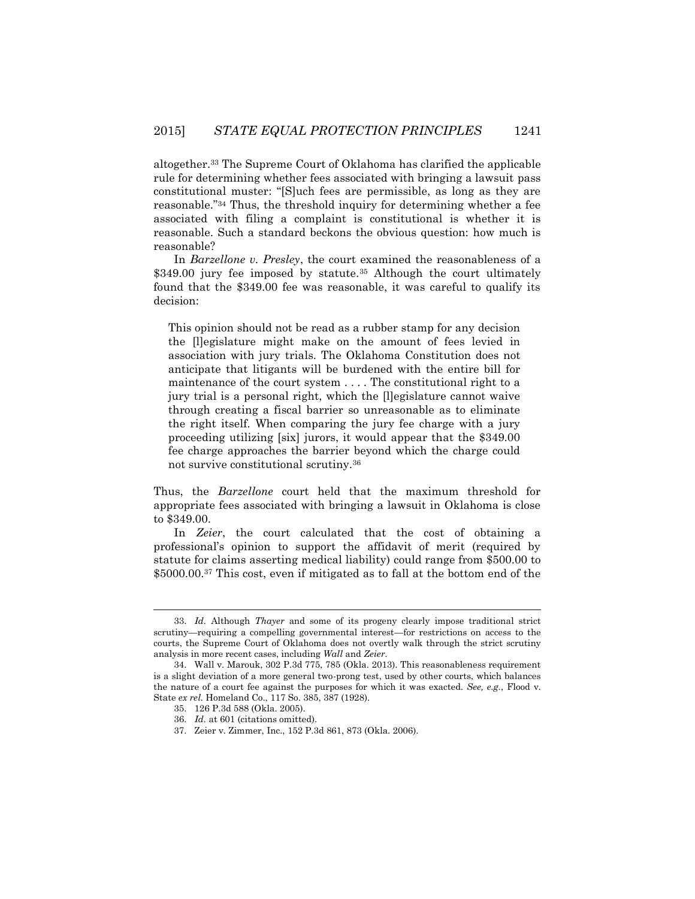altogether.[33] The Supreme Court of Oklahoma has clarified the applicable rule for determining whether fees associated with bringing a lawsuit pass constitutional muster: "[S]uch fees are permissible, as long as they are reasonable."[34] Thus, the threshold inquiry for determining whether a fee associated with filing a complaint is constitutional is whether it is reasonable. Such a standard beckons the obvious question: how much is reasonable?

In *Barzellone v. Presley*, the court examined the reasonableness of a $349.00 jury fee imposed by statute.[35] Although the court ultimately found that the $349.00 fee was reasonable, it was careful to qualify its decision:

> This opinion should not be read as a rubber stamp for any decision the [l]egislature might make on the amount of fees levied in association with jury trials. The Oklahoma Constitution does not anticipate that litigants will be burdened with the entire bill for maintenance of the court system . . . . The constitutional right to a jury trial is a personal right, which the [l]egislature cannot waive through creating a fiscal barrier so unreasonable as to eliminate the right itself. When comparing the jury fee charge with a jury proceeding utilizing [six] jurors, it would appear that the $349.00 fee charge approaches the barrier beyond which the charge could not survive constitutional scrutiny.[36]

Thus, the *Barzellone* court held that the maximum threshold for appropriate fees associated with bringing a lawsuit in Oklahoma is close to $349.00.

In *Zeier*, the court calculated that the cost of obtaining a professional's opinion to support the affidavit of merit (required by statute for claims asserting medical liability) could range from $500.00 to $5000.00.[37] This cost, even if mitigated as to fall at the bottom end of the

---

33. *Id.* Although *Thayer* and some of its progeny clearly impose traditional strict scrutiny—requiring a compelling governmental interest—for restrictions on access to the courts, the Supreme Court of Oklahoma does not overtly walk through the strict scrutiny analysis in more recent cases, including *Wall* and *Zeier*.

34. Wall v. Marouk, 302 P.3d 775, 785 (Okla. 2013). This reasonableness requirement is a slight deviation of a more general two-prong test, used by other courts, which balances the nature of a court fee against the purposes for which it was exacted. *See, e.g.*, Flood v. State *ex rel.* Homeland Co., 117 So. 385, 387 (1928).

35. 126 P.3d 588 (Okla. 2005).

36. *Id.* at 601 (citations omitted).

37. Zeier v. Zimmer, Inc., 152 P.3d 861, 873 (Okla. 2006).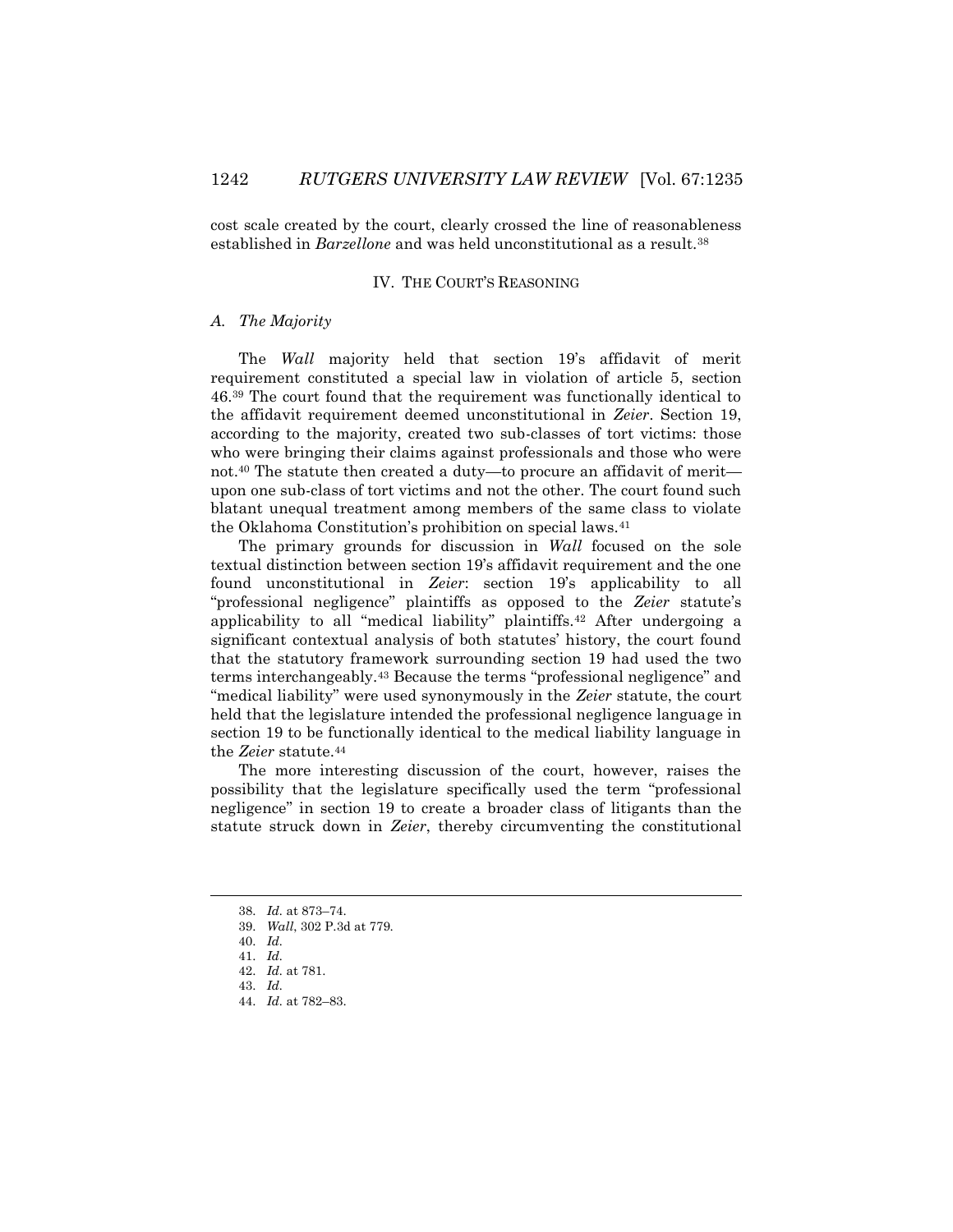cost scale created by the court, clearly crossed the line of reasonableness established in *Barzellone* and was held unconstitutional as a result.[38]

## IV. THE COURT'S REASONING

### *A. The Majority*

The *Wall* majority held that section 19's affidavit of merit requirement constituted a special law in violation of article 5, section 46.[39] The court found that the requirement was functionally identical to the affidavit requirement deemed unconstitutional in *Zeier*. Section 19, according to the majority, created two sub-classes of tort victims: those who were bringing their claims against professionals and those who were not.[40] The statute then created a duty—to procure an affidavit of merit—upon one sub-class of tort victims and not the other. The court found such blatant unequal treatment among members of the same class to violate the Oklahoma Constitution's prohibition on special laws.[41]

The primary grounds for discussion in *Wall* focused on the sole textual distinction between section 19's affidavit requirement and the one found unconstitutional in *Zeier*: section 19's applicability to all "professional negligence" plaintiffs as opposed to the *Zeier* statute's applicability to all "medical liability" plaintiffs.[42] After undergoing a significant contextual analysis of both statutes' history, the court found that the statutory framework surrounding section 19 had used the two terms interchangeably.[43] Because the terms "professional negligence" and "medical liability" were used synonymously in the *Zeier* statute, the court held that the legislature intended the professional negligence language in section 19 to be functionally identical to the medical liability language in the *Zeier* statute.[44]

The more interesting discussion of the court, however, raises the possibility that the legislature specifically used the term "professional negligence" in section 19 to create a broader class of litigants than the statute struck down in *Zeier*, thereby circumventing the constitutional

---

38. *Id.* at 873–74.
39. *Wall*, 302 P.3d at 779.
40. *Id.*
41. *Id.*
42. *Id.* at 781.
43. *Id.*
44. *Id.* at 782–83.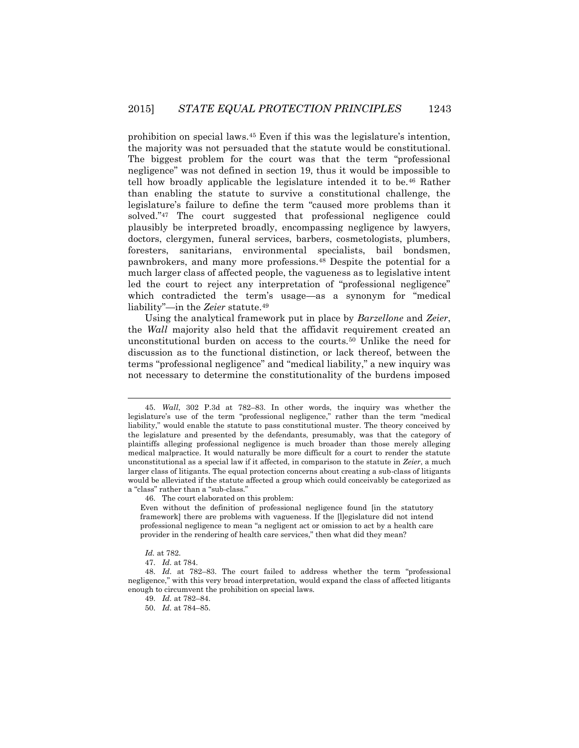prohibition on special laws.[45] Even if this was the legislature's intention, the majority was not persuaded that the statute would be constitutional. The biggest problem for the court was that the term "professional negligence" was not defined in section 19, thus it would be impossible to tell how broadly applicable the legislature intended it to be.[46] Rather than enabling the statute to survive a constitutional challenge, the legislature's failure to define the term "caused more problems than it solved."[47] The court suggested that professional negligence could plausibly be interpreted broadly, encompassing negligence by lawyers, doctors, clergymen, funeral services, barbers, cosmetologists, plumbers, foresters, sanitarians, environmental specialists, bail bondsmen, pawnbrokers, and many more professions.[48] Despite the potential for a much larger class of affected people, the vagueness as to legislative intent led the court to reject any interpretation of "professional negligence" which contradicted the term's usage—as a synonym for "medical liability"—in the *Zeier* statute.[49]

Using the analytical framework put in place by *Barzellone* and *Zeier*, the *Wall* majority also held that the affidavit requirement created an unconstitutional burden on access to the courts.[50] Unlike the need for discussion as to the functional distinction, or lack thereof, between the terms "professional negligence" and "medical liability," a new inquiry was not necessary to determine the constitutionality of the burdens imposed

---

45. *Wall*, 302 P.3d at 782–83. In other words, the inquiry was whether the legislature's use of the term "professional negligence," rather than the term "medical liability," would enable the statute to pass constitutional muster. The theory conceived by the legislature and presented by the defendants, presumably, was that the category of plaintiffs alleging professional negligence is much broader than those merely alleging medical malpractice. It would naturally be more difficult for a court to render the statute unconstitutional as a special law if it affected, in comparison to the statute in *Zeier*, a much larger class of litigants. The equal protection concerns about creating a sub-class of litigants would be alleviated if the statute affected a group which could conceivably be categorized as a "class" rather than a "sub-class."

46. The court elaborated on this problem:

> Even without the definition of professional negligence found [in the statutory framework] there are problems with vagueness. If the [l]egislature did not intend professional negligence to mean "a negligent act or omission to act by a health care provider in the rendering of health care services," then what did they mean?

*Id.* at 782.

47. *Id.* at 784.

48. *Id.* at 782–83. The court failed to address whether the term "professional negligence," with this very broad interpretation, would expand the class of affected litigants enough to circumvent the prohibition on special laws.

49. *Id.* at 782–84.

50. *Id.* at 784–85.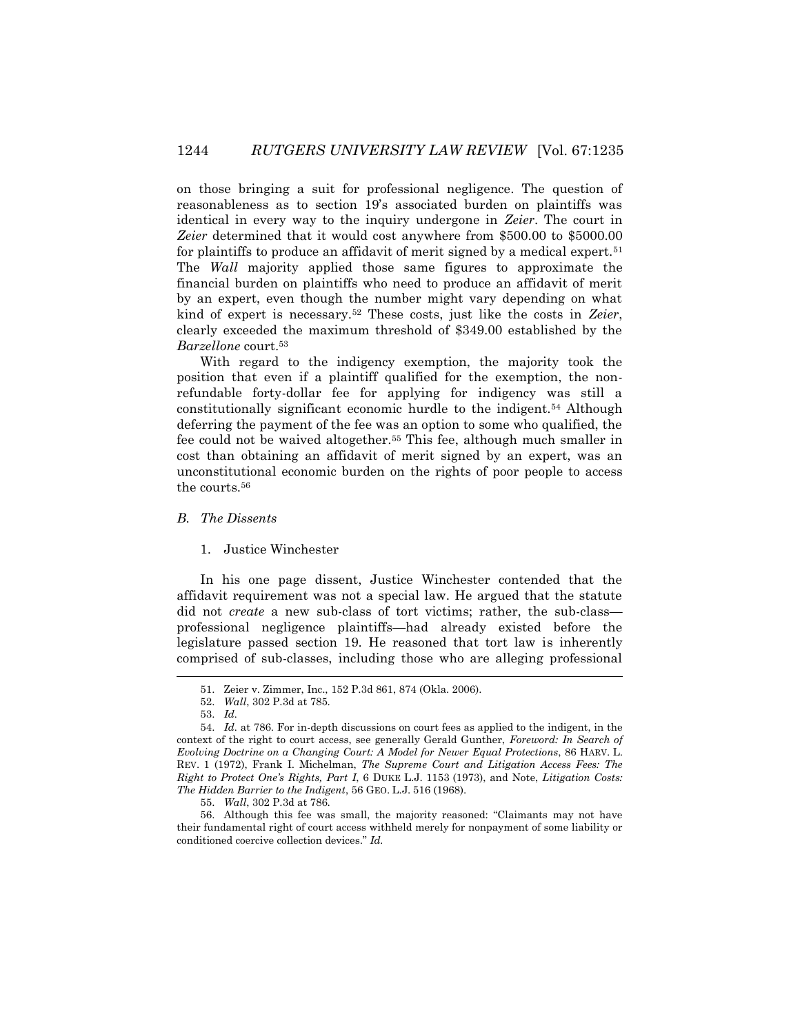on those bringing a suit for professional negligence. The question of reasonableness as to section 19's associated burden on plaintiffs was identical in every way to the inquiry undergone in *Zeier*. The court in *Zeier* determined that it would cost anywhere from $500.00 to $5000.00 for plaintiffs to produce an affidavit of merit signed by a medical expert.[51] The *Wall* majority applied those same figures to approximate the financial burden on plaintiffs who need to produce an affidavit of merit by an expert, even though the number might vary depending on what kind of expert is necessary.[52] These costs, just like the costs in *Zeier*, clearly exceeded the maximum threshold of $349.00 established by the *Barzellone* court.[53]

With regard to the indigency exemption, the majority took the position that even if a plaintiff qualified for the exemption, the non-refundable forty-dollar fee for applying for indigency was still a constitutionally significant economic hurdle to the indigent.[54] Although deferring the payment of the fee was an option to some who qualified, the fee could not be waived altogether.[55] This fee, although much smaller in cost than obtaining an affidavit of merit signed by an expert, was an unconstitutional economic burden on the rights of poor people to access the courts.[56]

### *B. The Dissents*

#### 1. Justice Winchester

In his one page dissent, Justice Winchester contended that the affidavit requirement was not a special law. He argued that the statute did not *create* a new sub-class of tort victims; rather, the sub-class—professional negligence plaintiffs—had already existed before the legislature passed section 19. He reasoned that tort law is inherently comprised of sub-classes, including those who are alleging professional

---

51. Zeier v. Zimmer, Inc., 152 P.3d 861, 874 (Okla. 2006).

52. *Wall*, 302 P.3d at 785.

53. *Id.*

54. *Id.* at 786. For in-depth discussions on court fees as applied to the indigent, in the context of the right to court access, see generally Gerald Gunther, *Foreword: In Search of Evolving Doctrine on a Changing Court: A Model for Newer Equal Protections*, 86 HARV. L. REV. 1 (1972), Frank I. Michelman, *The Supreme Court and Litigation Access Fees: The Right to Protect One's Rights, Part I*, 6 DUKE L.J. 1153 (1973), and Note, *Litigation Costs: The Hidden Barrier to the Indigent*, 56 GEO. L.J. 516 (1968).

55. *Wall*, 302 P.3d at 786.

56. Although this fee was small, the majority reasoned: "Claimants may not have their fundamental right of court access withheld merely for nonpayment of some liability or conditioned coercive collection devices." *Id.*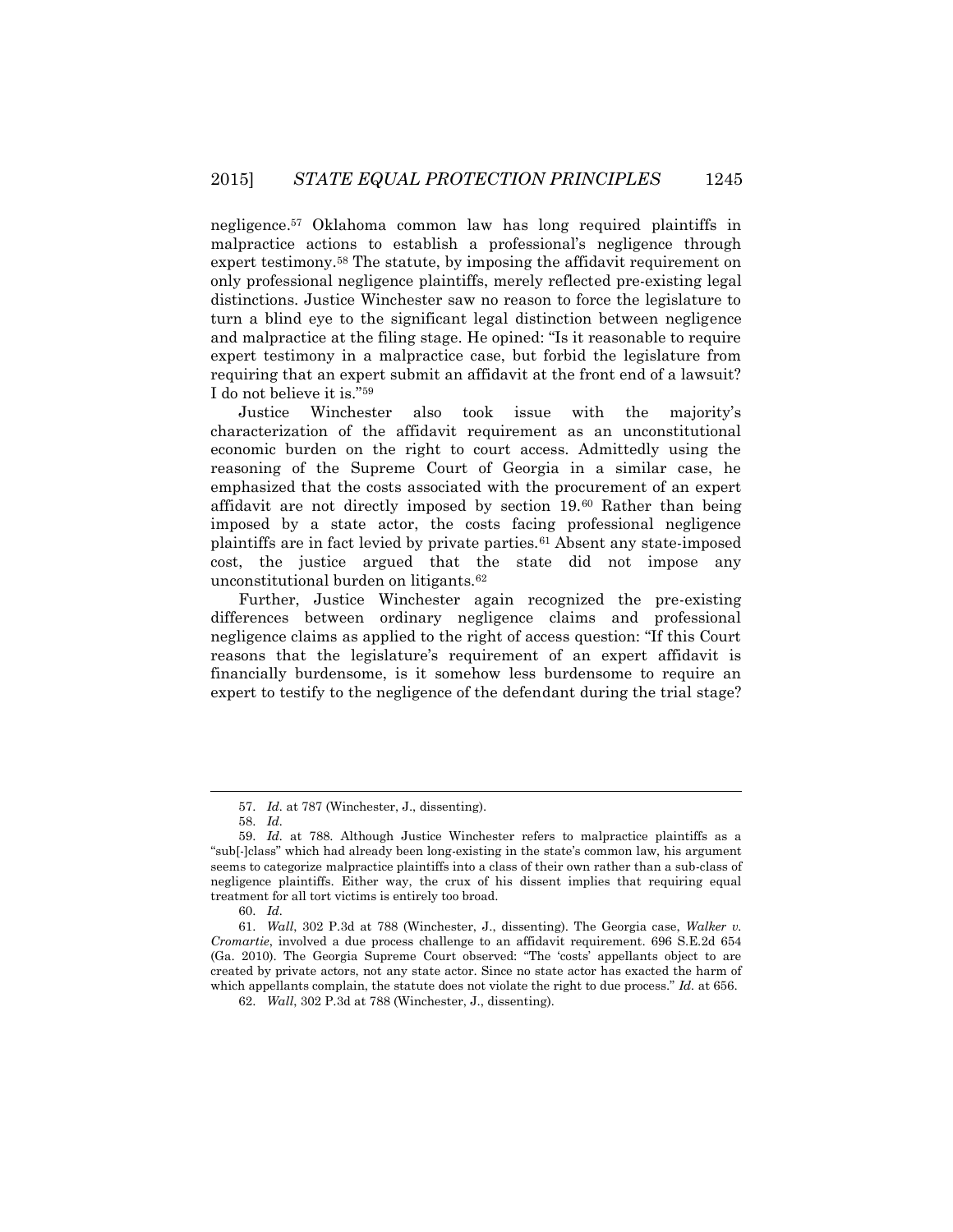negligence.[57] Oklahoma common law has long required plaintiffs in malpractice actions to establish a professional's negligence through expert testimony.[58] The statute, by imposing the affidavit requirement on only professional negligence plaintiffs, merely reflected pre-existing legal distinctions. Justice Winchester saw no reason to force the legislature to turn a blind eye to the significant legal distinction between negligence and malpractice at the filing stage. He opined: "Is it reasonable to require expert testimony in a malpractice case, but forbid the legislature from requiring that an expert submit an affidavit at the front end of a lawsuit? I do not believe it is."[59]

Justice Winchester also took issue with the majority's characterization of the affidavit requirement as an unconstitutional economic burden on the right to court access. Admittedly using the reasoning of the Supreme Court of Georgia in a similar case, he emphasized that the costs associated with the procurement of an expert affidavit are not directly imposed by section 19.[60] Rather than being imposed by a state actor, the costs facing professional negligence plaintiffs are in fact levied by private parties.[61] Absent any state-imposed cost, the justice argued that the state did not impose any unconstitutional burden on litigants.[62]

Further, Justice Winchester again recognized the pre-existing differences between ordinary negligence claims and professional negligence claims as applied to the right of access question: "If this Court reasons that the legislature's requirement of an expert affidavit is financially burdensome, is it somehow less burdensome to require an expert to testify to the negligence of the defendant during the trial stage?

---

57. *Id.* at 787 (Winchester, J., dissenting).

58. *Id.*

59. *Id.* at 788. Although Justice Winchester refers to malpractice plaintiffs as a "sub[-]class" which had already been long-existing in the state's common law, his argument seems to categorize malpractice plaintiffs into a class of their own rather than a sub-class of negligence plaintiffs. Either way, the crux of his dissent implies that requiring equal treatment for all tort victims is entirely too broad.

60. *Id.*

61. *Wall*, 302 P.3d at 788 (Winchester, J., dissenting). The Georgia case, *Walker v. Cromartie*, involved a due process challenge to an affidavit requirement. 696 S.E.2d 654 (Ga. 2010). The Georgia Supreme Court observed: "The 'costs' appellants object to are created by private actors, not any state actor. Since no state actor has exacted the harm of which appellants complain, the statute does not violate the right to due process." *Id.* at 656.

62. *Wall*, 302 P.3d at 788 (Winchester, J., dissenting).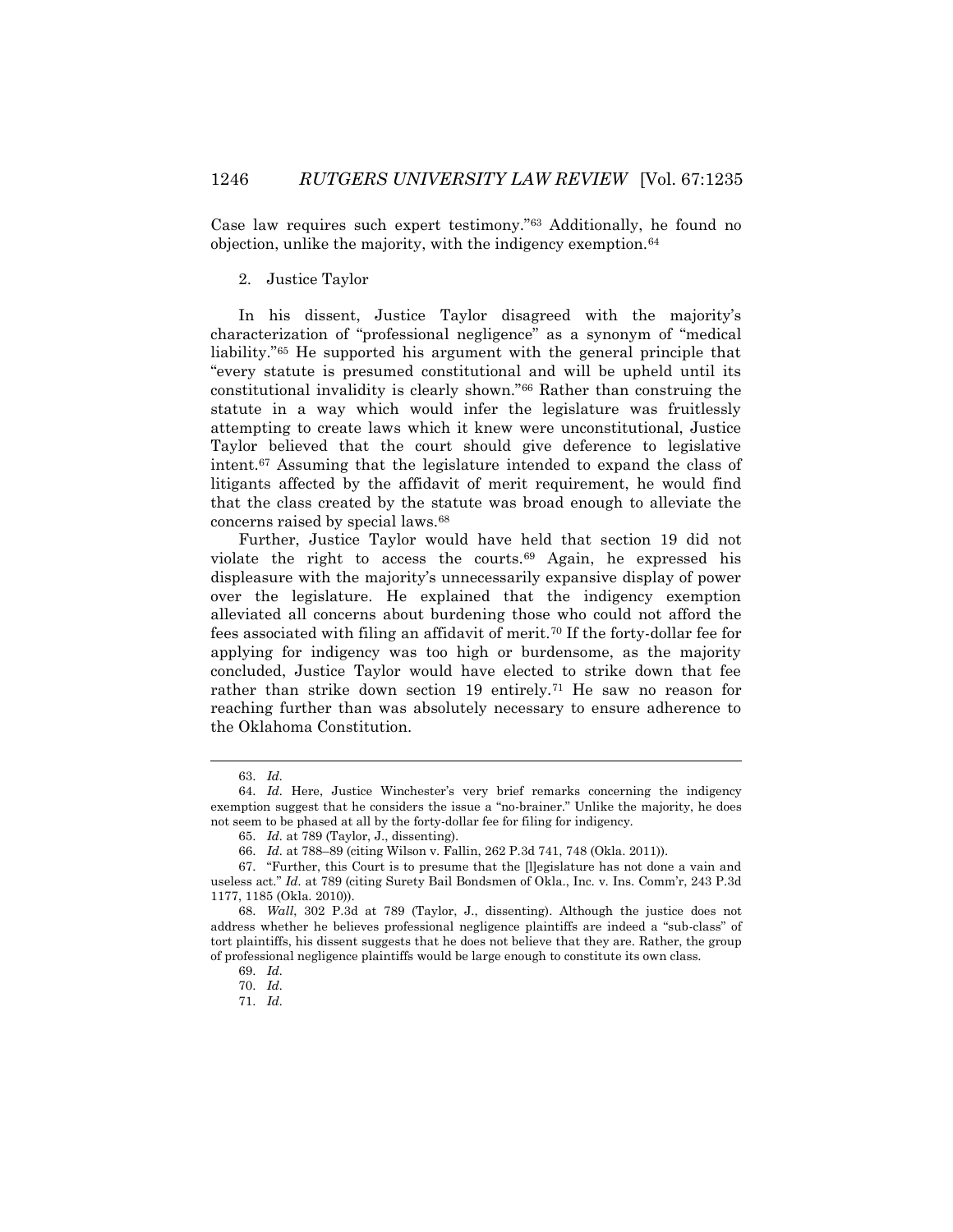Case law requires such expert testimony."[63] Additionally, he found no objection, unlike the majority, with the indigency exemption.[64]

2. Justice Taylor

In his dissent, Justice Taylor disagreed with the majority's characterization of "professional negligence" as a synonym of "medical liability."[65] He supported his argument with the general principle that "every statute is presumed constitutional and will be upheld until its constitutional invalidity is clearly shown."[66] Rather than construing the statute in a way which would infer the legislature was fruitlessly attempting to create laws which it knew were unconstitutional, Justice Taylor believed that the court should give deference to legislative intent.[67] Assuming that the legislature intended to expand the class of litigants affected by the affidavit of merit requirement, he would find that the class created by the statute was broad enough to alleviate the concerns raised by special laws.[68]

Further, Justice Taylor would have held that section 19 did not violate the right to access the courts.[69] Again, he expressed his displeasure with the majority's unnecessarily expansive display of power over the legislature. He explained that the indigency exemption alleviated all concerns about burdening those who could not afford the fees associated with filing an affidavit of merit.[70] If the forty-dollar fee for applying for indigency was too high or burdensome, as the majority concluded, Justice Taylor would have elected to strike down that fee rather than strike down section 19 entirely.[71] He saw no reason for reaching further than was absolutely necessary to ensure adherence to the Oklahoma Constitution.

---

63. *Id.*

64. *Id.* Here, Justice Winchester's very brief remarks concerning the indigency exemption suggest that he considers the issue a "no-brainer." Unlike the majority, he does not seem to be phased at all by the forty-dollar fee for filing for indigency.

65. *Id.* at 789 (Taylor, J., dissenting).

66. *Id.* at 788–89 (citing Wilson v. Fallin, 262 P.3d 741, 748 (Okla. 2011)).

67. "Further, this Court is to presume that the [l]egislature has not done a vain and useless act." *Id.* at 789 (citing Surety Bail Bondsmen of Okla., Inc. v. Ins. Comm'r, 243 P.3d 1177, 1185 (Okla. 2010)).

68. *Wall*, 302 P.3d at 789 (Taylor, J., dissenting). Although the justice does not address whether he believes professional negligence plaintiffs are indeed a "sub-class" of tort plaintiffs, his dissent suggests that he does not believe that they are. Rather, the group of professional negligence plaintiffs would be large enough to constitute its own class.

69. *Id.*

70. *Id.*

71. *Id.*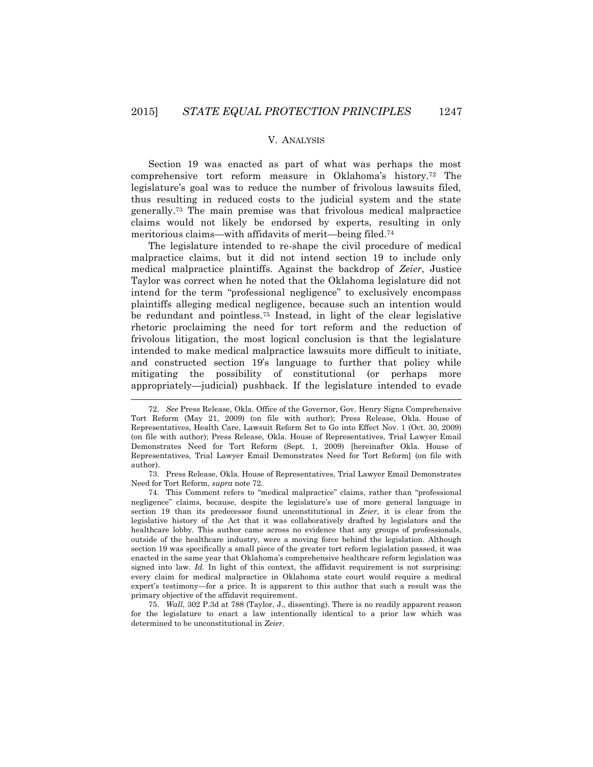## V. ANALYSIS

Section 19 was enacted as part of what was perhaps the most comprehensive tort reform measure in Oklahoma's history.[72] The legislature's goal was to reduce the number of frivolous lawsuits filed, thus resulting in reduced costs to the judicial system and the state generally.[73] The main premise was that frivolous medical malpractice claims would not likely be endorsed by experts, resulting in only meritorious claims—with affidavits of merit—being filed.[74]

The legislature intended to re-shape the civil procedure of medical malpractice claims, but it did not intend section 19 to include only medical malpractice plaintiffs. Against the backdrop of *Zeier*, Justice Taylor was correct when he noted that the Oklahoma legislature did not intend for the term "professional negligence" to exclusively encompass plaintiffs alleging medical negligence, because such an intention would be redundant and pointless.[75] Instead, in light of the clear legislative rhetoric proclaiming the need for tort reform and the reduction of frivolous litigation, the most logical conclusion is that the legislature intended to make medical malpractice lawsuits more difficult to initiate, and constructed section 19's language to further that policy while mitigating the possibility of constitutional (or perhaps more appropriately—judicial) pushback. If the legislature intended to evade

---

72. *See* Press Release, Okla. Office of the Governor, Gov. Henry Signs Comprehensive Tort Reform (May 21, 2009) (on file with author); Press Release, Okla. House of Representatives, Health Care, Lawsuit Reform Set to Go into Effect Nov. 1 (Oct. 30, 2009) (on file with author); Press Release, Okla. House of Representatives, Trial Lawyer Email Demonstrates Need for Tort Reform (Sept. 1, 2009) [hereinafter Okla. House of Representatives, Trial Lawyer Email Demonstrates Need for Tort Reform] (on file with author).

73. Press Release, Okla. House of Representatives, Trial Lawyer Email Demonstrates Need for Tort Reform, *supra* note 72.

74. This Comment refers to "medical malpractice" claims, rather than "professional negligence" claims, because, despite the legislature's use of more general language in section 19 than its predecessor found unconstitutional in *Zeier*, it is clear from the legislative history of the Act that it was collaboratively drafted by legislators and the healthcare lobby. This author came across no evidence that any groups of professionals, outside of the healthcare industry, were a moving force behind the legislation. Although section 19 was specifically a small piece of the greater tort reform legislation passed, it was enacted in the same year that Oklahoma's comprehensive healthcare reform legislation was signed into law. *Id.* In light of this context, the affidavit requirement is not surprising: every claim for medical malpractice in Oklahoma state court would require a medical expert's testimony—for a price. It is apparent to this author that such a result was the primary objective of the affidavit requirement.

75. *Wall*, 302 P.3d at 788 (Taylor, J., dissenting). There is no readily apparent reason for the legislature to enact a law intentionally identical to a prior law which was determined to be unconstitutional in *Zeier*.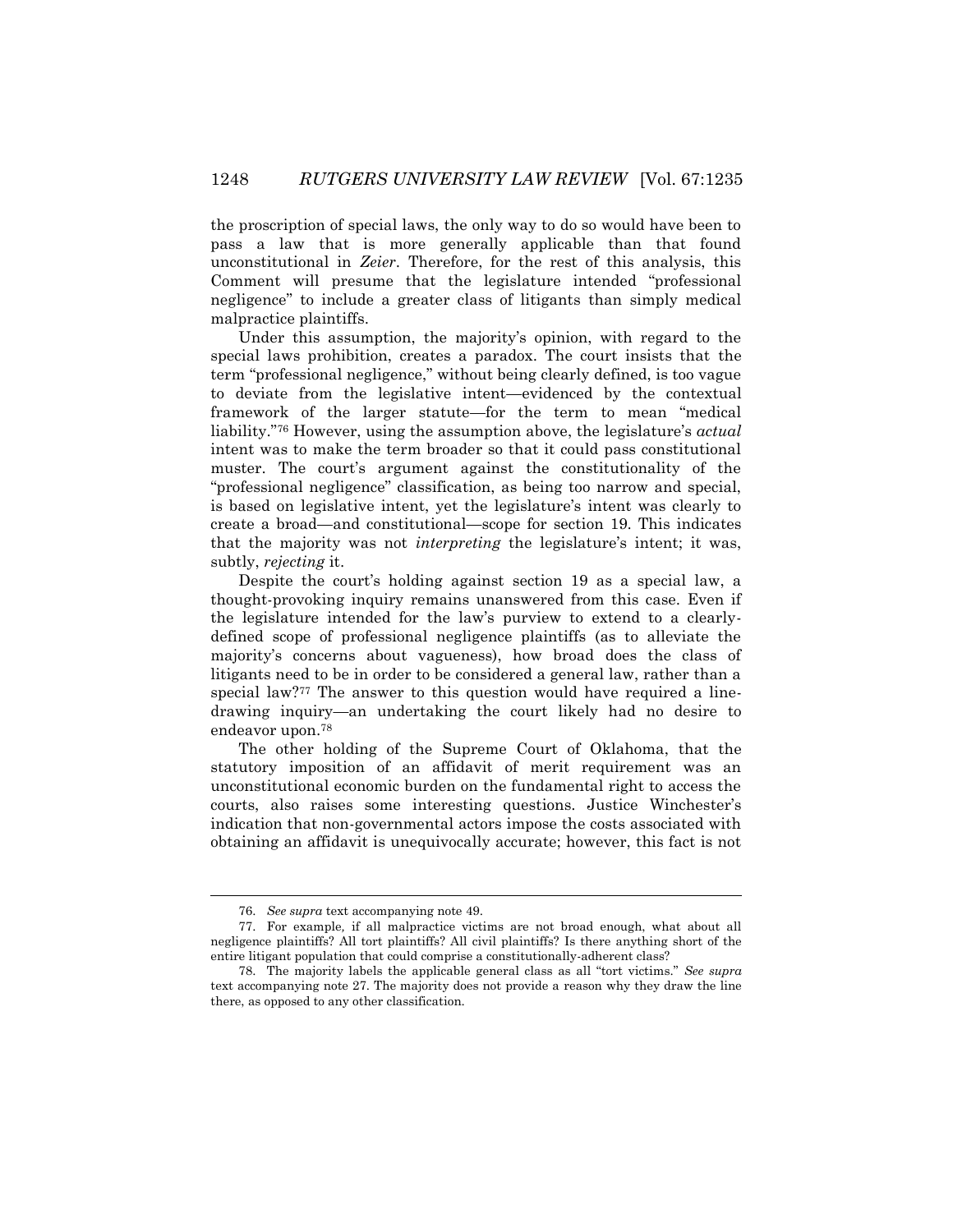the proscription of special laws, the only way to do so would have been to pass a law that is more generally applicable than that found unconstitutional in *Zeier*. Therefore, for the rest of this analysis, this Comment will presume that the legislature intended "professional negligence" to include a greater class of litigants than simply medical malpractice plaintiffs.

Under this assumption, the majority's opinion, with regard to the special laws prohibition, creates a paradox. The court insists that the term "professional negligence," without being clearly defined, is too vague to deviate from the legislative intent—evidenced by the contextual framework of the larger statute—for the term to mean "medical liability."[76] However, using the assumption above, the legislature's *actual* intent was to make the term broader so that it could pass constitutional muster. The court's argument against the constitutionality of the "professional negligence" classification, as being too narrow and special, is based on legislative intent, yet the legislature's intent was clearly to create a broad—and constitutional—scope for section 19. This indicates that the majority was not *interpreting* the legislature's intent; it was, subtly, *rejecting* it.

Despite the court's holding against section 19 as a special law, a thought-provoking inquiry remains unanswered from this case. Even if the legislature intended for the law's purview to extend to a clearly-defined scope of professional negligence plaintiffs (as to alleviate the majority's concerns about vagueness), how broad does the class of litigants need to be in order to be considered a general law, rather than a special law?[77] The answer to this question would have required a line-drawing inquiry—an undertaking the court likely had no desire to endeavor upon.[78]

The other holding of the Supreme Court of Oklahoma, that the statutory imposition of an affidavit of merit requirement was an unconstitutional economic burden on the fundamental right to access the courts, also raises some interesting questions. Justice Winchester's indication that non-governmental actors impose the costs associated with obtaining an affidavit is unequivocally accurate; however, this fact is not

---

76. *See supra* text accompanying note 49.

77. For example, if all malpractice victims are not broad enough, what about all negligence plaintiffs? All tort plaintiffs? All civil plaintiffs? Is there anything short of the entire litigant population that could comprise a constitutionally-adherent class?

78. The majority labels the applicable general class as all "tort victims." *See supra* text accompanying note 27. The majority does not provide a reason why they draw the line there, as opposed to any other classification.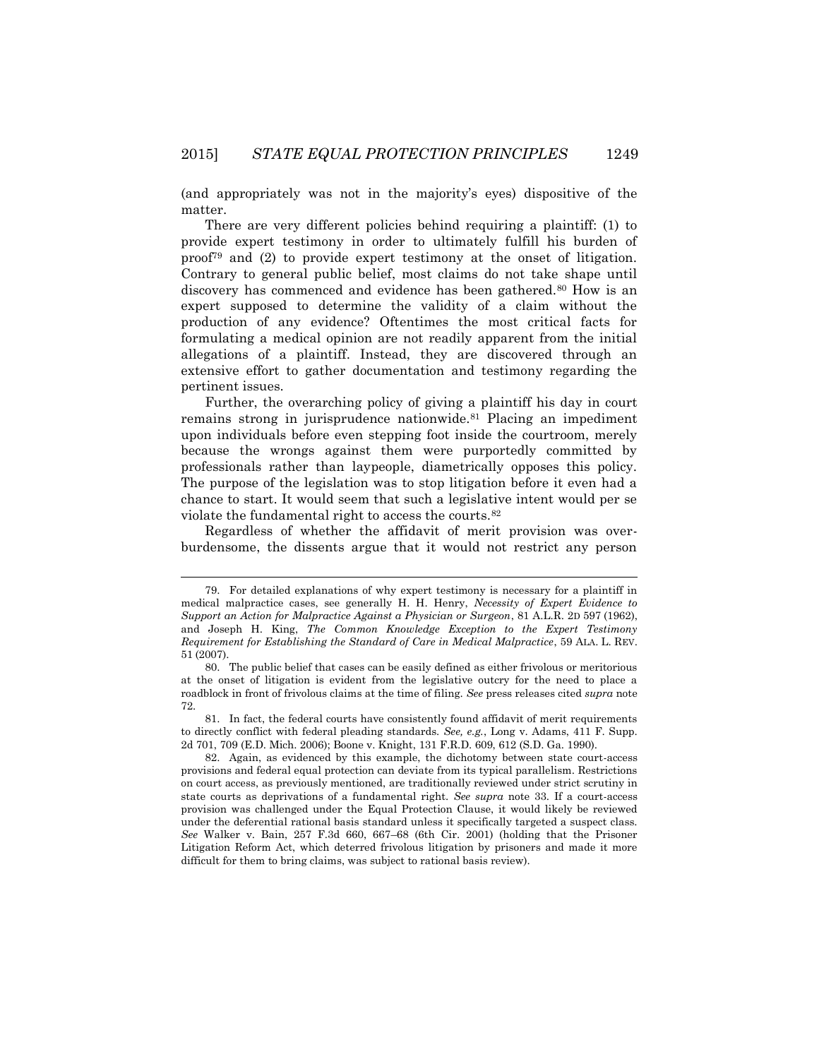(and appropriately was not in the majority's eyes) dispositive of the matter.

There are very different policies behind requiring a plaintiff: (1) to provide expert testimony in order to ultimately fulfill his burden of proof[79] and (2) to provide expert testimony at the onset of litigation. Contrary to general public belief, most claims do not take shape until discovery has commenced and evidence has been gathered.[80] How is an expert supposed to determine the validity of a claim without the production of any evidence? Oftentimes the most critical facts for formulating a medical opinion are not readily apparent from the initial allegations of a plaintiff. Instead, they are discovered through an extensive effort to gather documentation and testimony regarding the pertinent issues.

Further, the overarching policy of giving a plaintiff his day in court remains strong in jurisprudence nationwide.[81] Placing an impediment upon individuals before even stepping foot inside the courtroom, merely because the wrongs against them were purportedly committed by professionals rather than laypeople, diametrically opposes this policy. The purpose of the legislation was to stop litigation before it even had a chance to start. It would seem that such a legislative intent would per se violate the fundamental right to access the courts.[82]

Regardless of whether the affidavit of merit provision was over-burdensome, the dissents argue that it would not restrict any person

---

79. For detailed explanations of why expert testimony is necessary for a plaintiff in medical malpractice cases, see generally H. H. Henry, *Necessity of Expert Evidence to Support an Action for Malpractice Against a Physician or Surgeon*, 81 A.L.R. 2D 597 (1962), and Joseph H. King, *The Common Knowledge Exception to the Expert Testimony Requirement for Establishing the Standard of Care in Medical Malpractice*, 59 ALA. L. REV. 51 (2007).

80. The public belief that cases can be easily defined as either frivolous or meritorious at the onset of litigation is evident from the legislative outcry for the need to place a roadblock in front of frivolous claims at the time of filing. *See* press releases cited *supra* note 72.

81. In fact, the federal courts have consistently found affidavit of merit requirements to directly conflict with federal pleading standards. *See, e.g.*, Long v. Adams, 411 F. Supp. 2d 701, 709 (E.D. Mich. 2006); Boone v. Knight, 131 F.R.D. 609, 612 (S.D. Ga. 1990).

82. Again, as evidenced by this example, the dichotomy between state court-access provisions and federal equal protection can deviate from its typical parallelism. Restrictions on court access, as previously mentioned, are traditionally reviewed under strict scrutiny in state courts as deprivations of a fundamental right. *See supra* note 33. If a court-access provision was challenged under the Equal Protection Clause, it would likely be reviewed under the deferential rational basis standard unless it specifically targeted a suspect class. *See* Walker v. Bain, 257 F.3d 660, 667–68 (6th Cir. 2001) (holding that the Prisoner Litigation Reform Act, which deterred frivolous litigation by prisoners and made it more difficult for them to bring claims, was subject to rational basis review).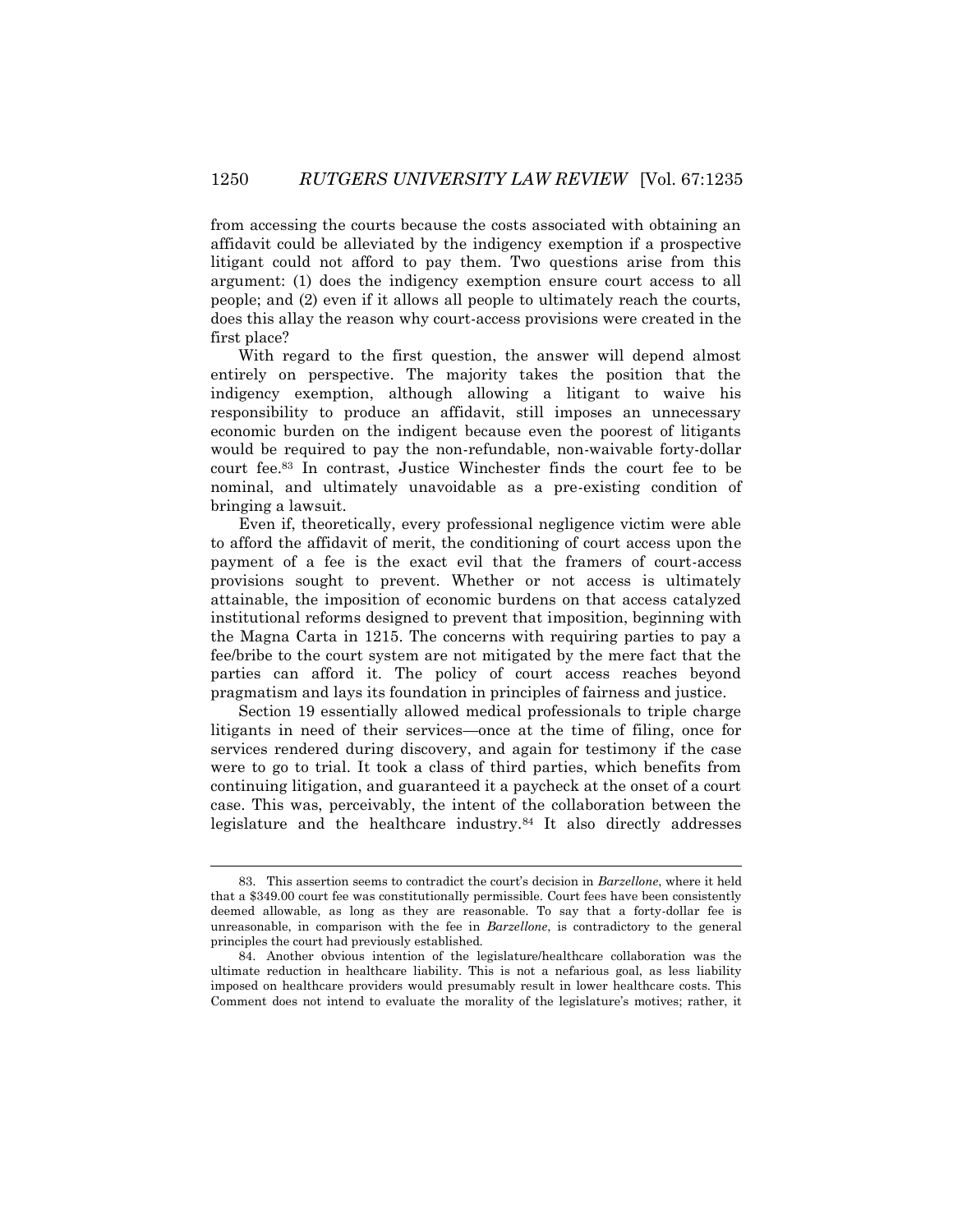from accessing the courts because the costs associated with obtaining an affidavit could be alleviated by the indigency exemption if a prospective litigant could not afford to pay them. Two questions arise from this argument: (1) does the indigency exemption ensure court access to all people; and (2) even if it allows all people to ultimately reach the courts, does this allay the reason why court-access provisions were created in the first place?

With regard to the first question, the answer will depend almost entirely on perspective. The majority takes the position that the indigency exemption, although allowing a litigant to waive his responsibility to produce an affidavit, still imposes an unnecessary economic burden on the indigent because even the poorest of litigants would be required to pay the non-refundable, non-waivable forty-dollar court fee.[83] In contrast, Justice Winchester finds the court fee to be nominal, and ultimately unavoidable as a pre-existing condition of bringing a lawsuit.

Even if, theoretically, every professional negligence victim were able to afford the affidavit of merit, the conditioning of court access upon the payment of a fee is the exact evil that the framers of court-access provisions sought to prevent. Whether or not access is ultimately attainable, the imposition of economic burdens on that access catalyzed institutional reforms designed to prevent that imposition, beginning with the Magna Carta in 1215. The concerns with requiring parties to pay a fee/bribe to the court system are not mitigated by the mere fact that the parties can afford it. The policy of court access reaches beyond pragmatism and lays its foundation in principles of fairness and justice.

Section 19 essentially allowed medical professionals to triple charge litigants in need of their services—once at the time of filing, once for services rendered during discovery, and again for testimony if the case were to go to trial. It took a class of third parties, which benefits from continuing litigation, and guaranteed it a paycheck at the onset of a court case. This was, perceivably, the intent of the collaboration between the legislature and the healthcare industry.[84] It also directly addresses

83. This assertion seems to contradict the court's decision in *Barzellone*, where it held that a $349.00 court fee was constitutionally permissible. Court fees have been consistently deemed allowable, as long as they are reasonable. To say that a forty-dollar fee is unreasonable, in comparison with the fee in *Barzellone*, is contradictory to the general principles the court had previously established.

84. Another obvious intention of the legislature/healthcare collaboration was the ultimate reduction in healthcare liability. This is not a nefarious goal, as less liability imposed on healthcare providers would presumably result in lower healthcare costs. This Comment does not intend to evaluate the morality of the legislature's motives; rather, it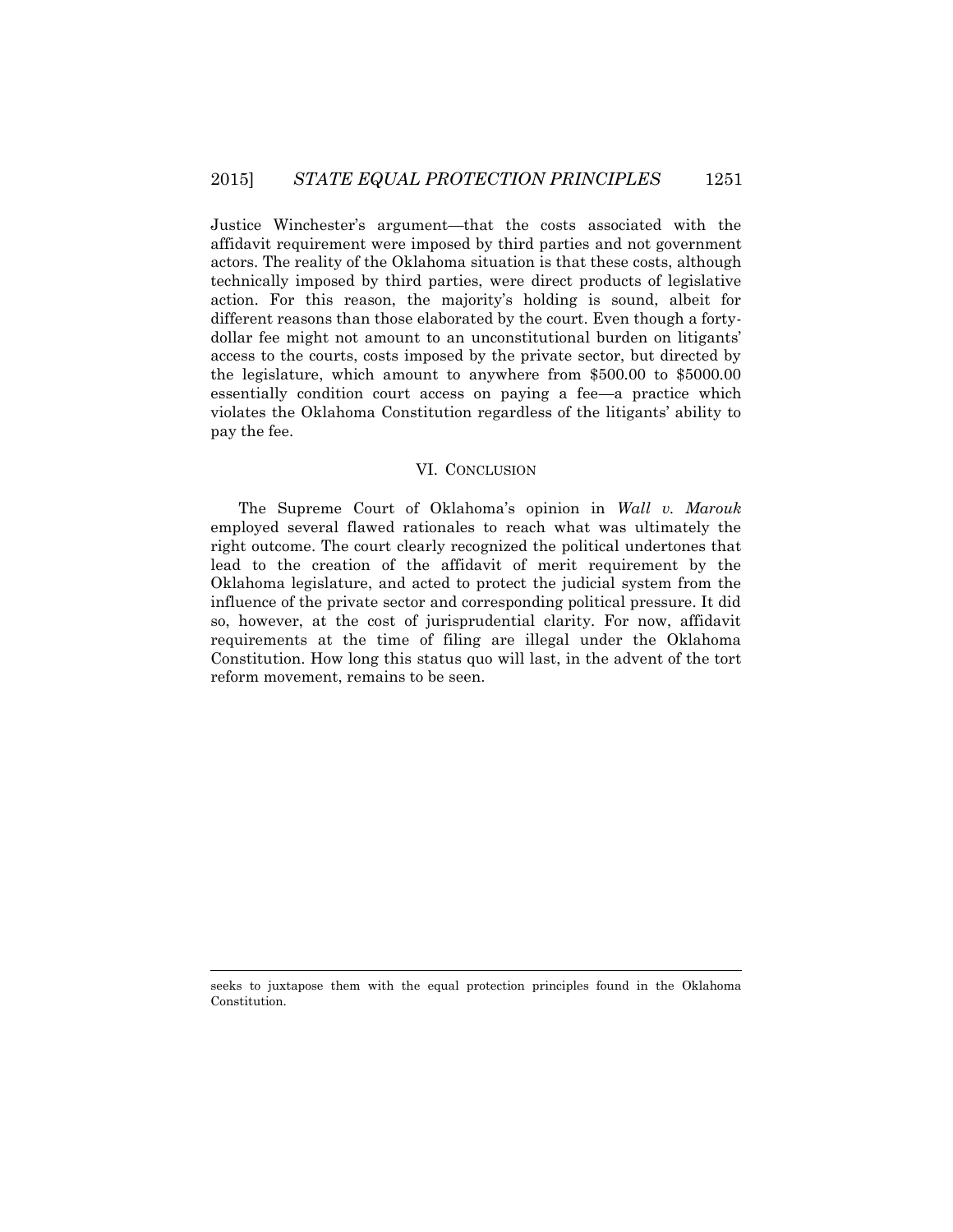Justice Winchester's argument—that the costs associated with the affidavit requirement were imposed by third parties and not government actors. The reality of the Oklahoma situation is that these costs, although technically imposed by third parties, were direct products of legislative action. For this reason, the majority's holding is sound, albeit for different reasons than those elaborated by the court. Even though a forty-dollar fee might not amount to an unconstitutional burden on litigants' access to the courts, costs imposed by the private sector, but directed by the legislature, which amount to anywhere from $500.00 to $5000.00 essentially condition court access on paying a fee—a practice which violates the Oklahoma Constitution regardless of the litigants' ability to pay the fee.

## VI. CONCLUSION

The Supreme Court of Oklahoma's opinion in *Wall v. Marouk* employed several flawed rationales to reach what was ultimately the right outcome. The court clearly recognized the political undertones that lead to the creation of the affidavit of merit requirement by the Oklahoma legislature, and acted to protect the judicial system from the influence of the private sector and corresponding political pressure. It did so, however, at the cost of jurisprudential clarity. For now, affidavit requirements at the time of filing are illegal under the Oklahoma Constitution. How long this status quo will last, in the advent of the tort reform movement, remains to be seen.

---

seeks to juxtapose them with the equal protection principles found in the Oklahoma Constitution.